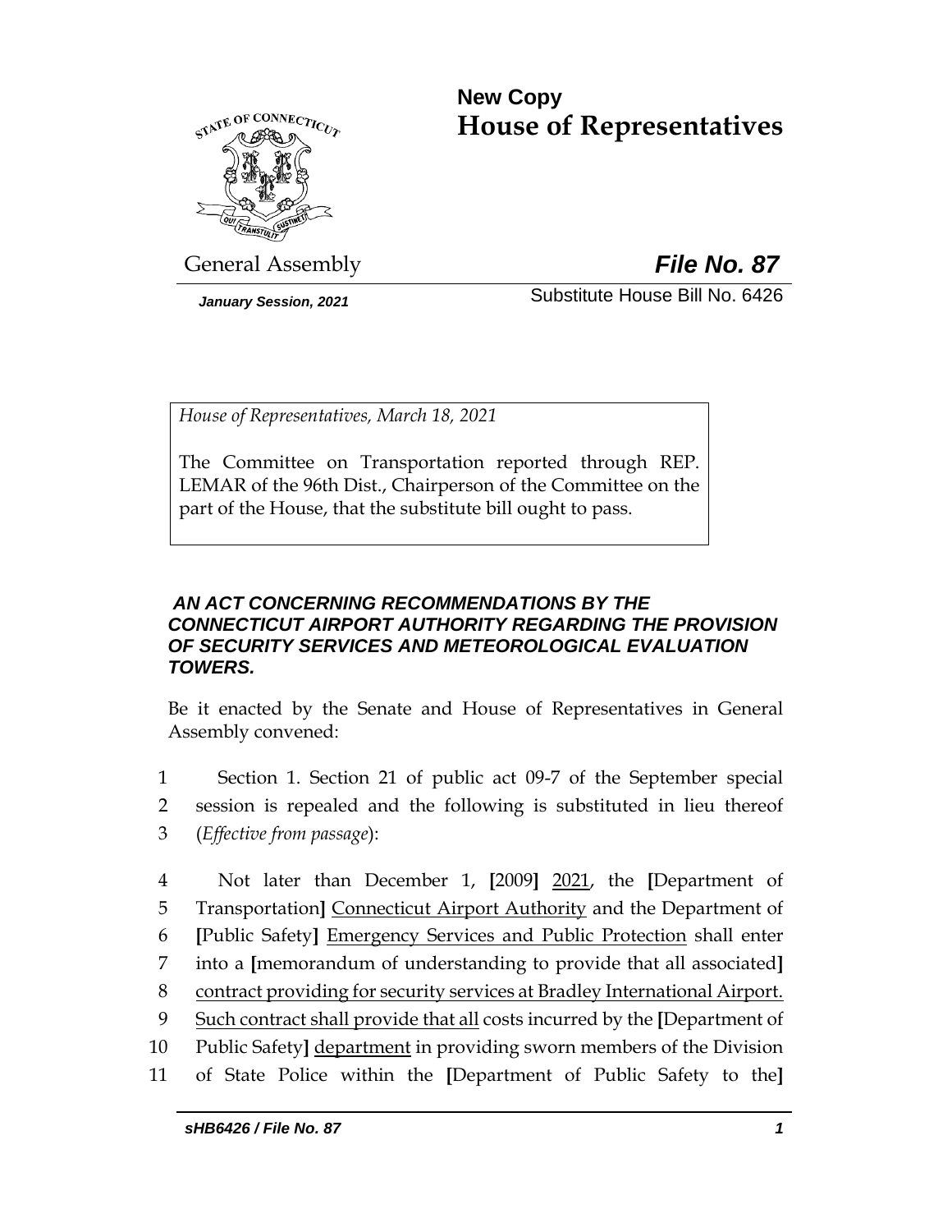**New Copy**
# House of Representatives

General Assembly

***File No. 87***

*January Session, 2021*

Substitute House Bill No. 6426

*House of Representatives, March 18, 2021*

The Committee on Transportation reported through REP. LEMAR of the 96th Dist., Chairperson of the Committee on the part of the House, that the substitute bill ought to pass.

***AN ACT CONCERNING RECOMMENDATIONS BY THE CONNECTICUT AIRPORT AUTHORITY REGARDING THE PROVISION OF SECURITY SERVICES AND METEOROLOGICAL EVALUATION TOWERS.***

Be it enacted by the Senate and House of Representatives in General Assembly convened:

1 Section 1. Section 21 of public act 09-7 of the September special
2 session is repealed and the following is substituted in lieu thereof
3 (*Effective from passage*):

4 Not later than December 1, **[**2009**]** <u>2021</u>, the **[**Department of
5 Transportation**]** <u>Connecticut Airport Authority</u> and the Department of
6 **[**Public Safety**]** <u>Emergency Services and Public Protection</u> shall enter
7 into a **[**memorandum of understanding to provide that all associated**]**
8 <u>contract providing for security services at Bradley International Airport.</u>
9 <u>Such contract shall provide that all</u> costs incurred by the **[**Department of
10 Public Safety**]** <u>department</u> in providing sworn members of the Division
11 of State Police within the **[**Department of Public Safety to the**]**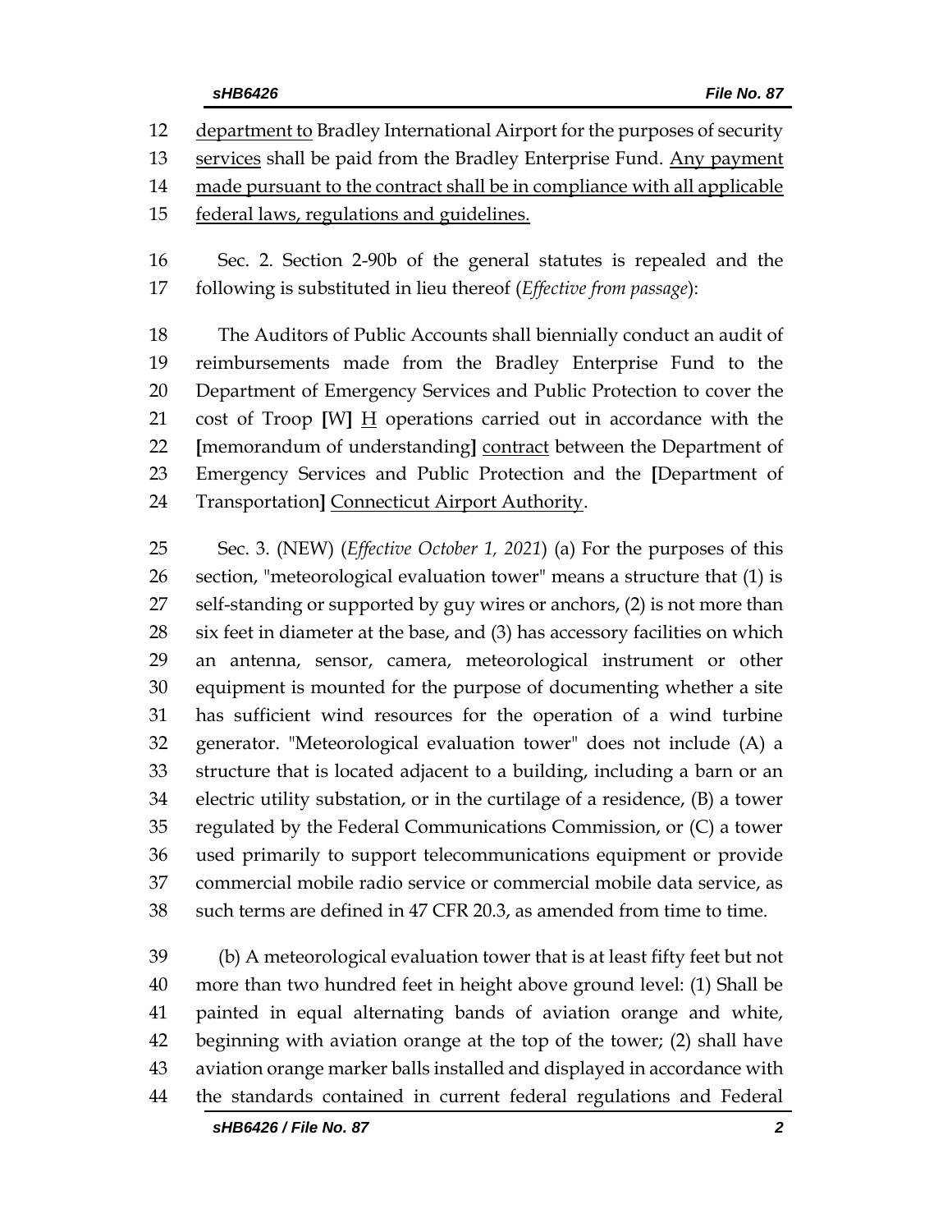department to Bradley International Airport for the purposes of security services shall be paid from the Bradley Enterprise Fund. Any payment made pursuant to the contract shall be in compliance with all applicable federal laws, regulations and guidelines.

Sec. 2. Section 2-90b of the general statutes is repealed and the following is substituted in lieu thereof (*Effective from passage*):

The Auditors of Public Accounts shall biennially conduct an audit of reimbursements made from the Bradley Enterprise Fund to the Department of Emergency Services and Public Protection to cover the cost of Troop **[**W**]** H operations carried out in accordance with the **[**memorandum of understanding**]** contract between the Department of Emergency Services and Public Protection and the **[**Department of Transportation**]** Connecticut Airport Authority.

Sec. 3. (NEW) (*Effective October 1, 2021*) (a) For the purposes of this section, "meteorological evaluation tower" means a structure that (1) is self-standing or supported by guy wires or anchors, (2) is not more than six feet in diameter at the base, and (3) has accessory facilities on which an antenna, sensor, camera, meteorological instrument or other equipment is mounted for the purpose of documenting whether a site has sufficient wind resources for the operation of a wind turbine generator. "Meteorological evaluation tower" does not include (A) a structure that is located adjacent to a building, including a barn or an electric utility substation, or in the curtilage of a residence, (B) a tower regulated by the Federal Communications Commission, or (C) a tower used primarily to support telecommunications equipment or provide commercial mobile radio service or commercial mobile data service, as such terms are defined in 47 CFR 20.3, as amended from time to time.

(b) A meteorological evaluation tower that is at least fifty feet but not more than two hundred feet in height above ground level: (1) Shall be painted in equal alternating bands of aviation orange and white, beginning with aviation orange at the top of the tower; (2) shall have aviation orange marker balls installed and displayed in accordance with the standards contained in current federal regulations and Federal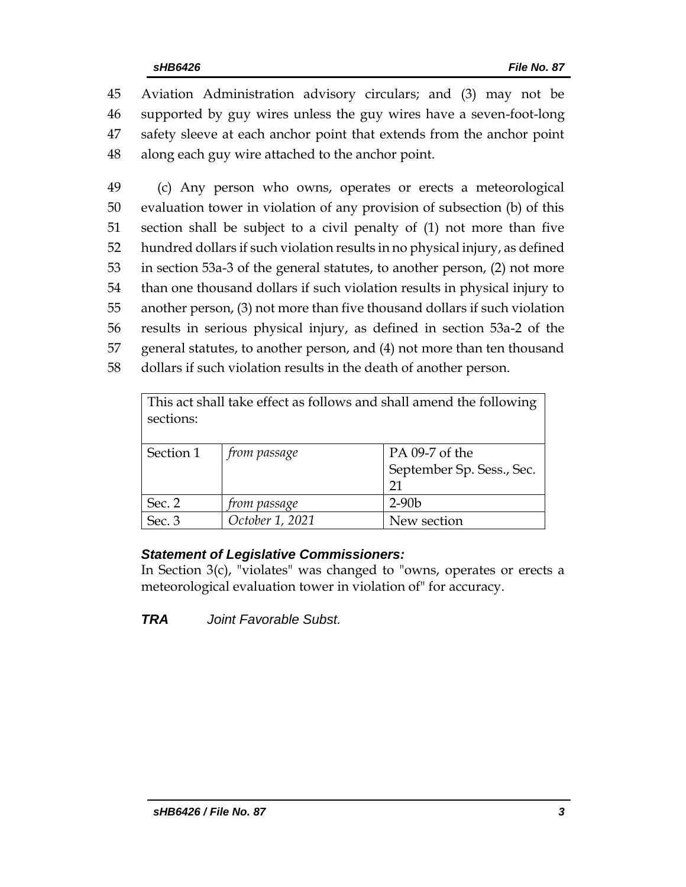45 Aviation Administration advisory circulars; and (3) may not be
46 supported by guy wires unless the guy wires have a seven-foot-long
47 safety sleeve at each anchor point that extends from the anchor point
48 along each guy wire attached to the anchor point.

49 (c) Any person who owns, operates or erects a meteorological
50 evaluation tower in violation of any provision of subsection (b) of this
51 section shall be subject to a civil penalty of (1) not more than five
52 hundred dollars if such violation results in no physical injury, as defined
53 in section 53a-3 of the general statutes, to another person, (2) not more
54 than one thousand dollars if such violation results in physical injury to
55 another person, (3) not more than five thousand dollars if such violation
56 results in serious physical injury, as defined in section 53a-2 of the
57 general statutes, to another person, and (4) not more than ten thousand
58 dollars if such violation results in the death of another person.

| This act shall take effect as follows and shall amend the following sections: | | |
|---|---|---|
| Section 1 | *from passage* | PA 09-7 of the September Sp. Sess., Sec. 21 |
| Sec. 2 | *from passage* | 2-90b |
| Sec. 3 | *October 1, 2021* | New section |

***Statement of Legislative Commissioners:***

In Section 3(c), "violates" was changed to "owns, operates or erects a meteorological evaluation tower in violation of" for accuracy.

***TRA*** *Joint Favorable Subst.*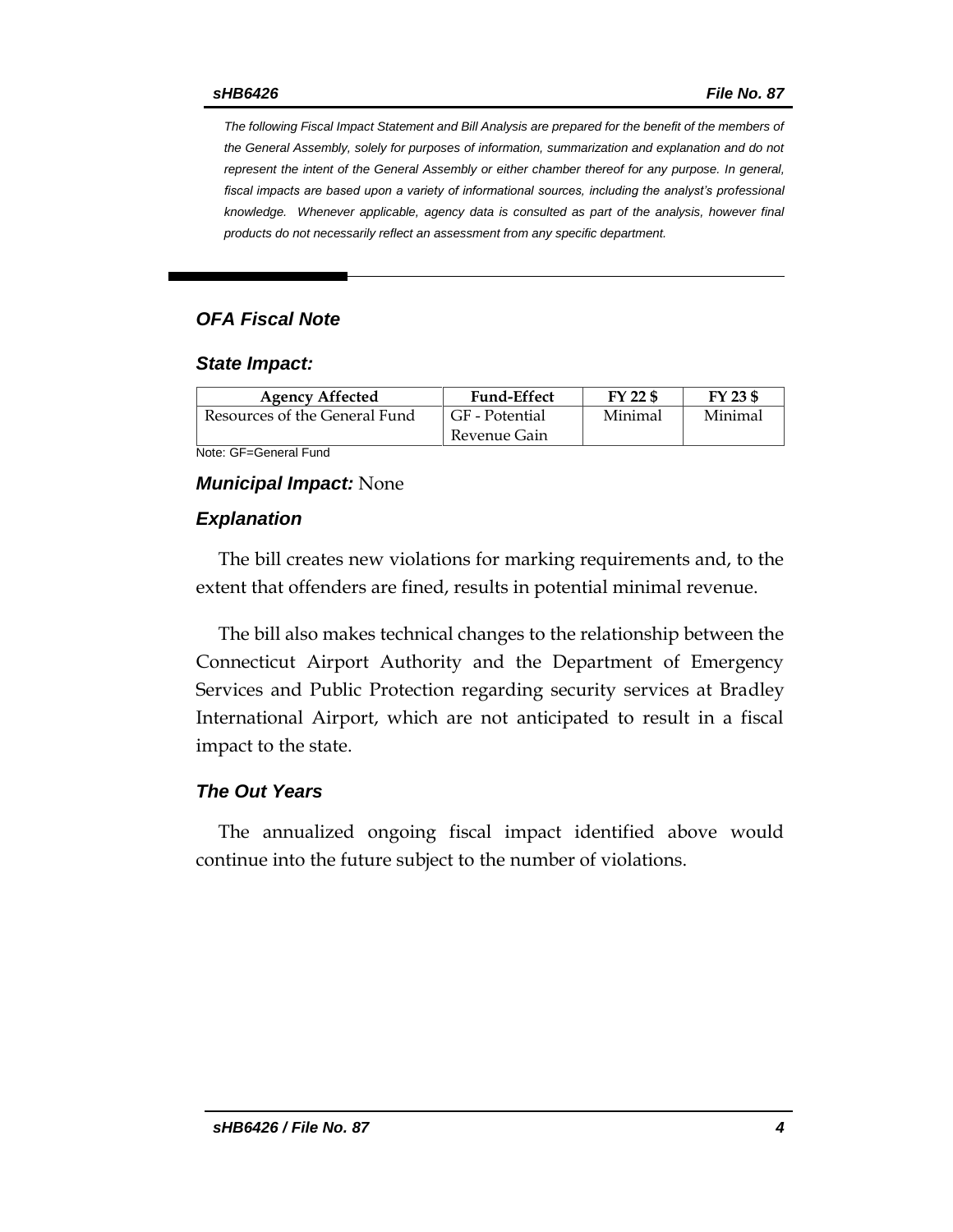*The following Fiscal Impact Statement and Bill Analysis are prepared for the benefit of the members of the General Assembly, solely for purposes of information, summarization and explanation and do not represent the intent of the General Assembly or either chamber thereof for any purpose. In general, fiscal impacts are based upon a variety of informational sources, including the analyst's professional knowledge. Whenever applicable, agency data is consulted as part of the analysis, however final products do not necessarily reflect an assessment from any specific department.*

## *OFA Fiscal Note*

### *State Impact:*

| Agency Affected | Fund-Effect | FY 22 $ | FY 23 $ |
|---|---|---|---|
| Resources of the General Fund | GF - Potential Revenue Gain | Minimal | Minimal |

Note: GF=General Fund

### ***Municipal Impact:*** None

### *Explanation*

The bill creates new violations for marking requirements and, to the extent that offenders are fined, results in potential minimal revenue.

The bill also makes technical changes to the relationship between the Connecticut Airport Authority and the Department of Emergency Services and Public Protection regarding security services at Bradley International Airport, which are not anticipated to result in a fiscal impact to the state.

### *The Out Years*

The annualized ongoing fiscal impact identified above would continue into the future subject to the number of violations.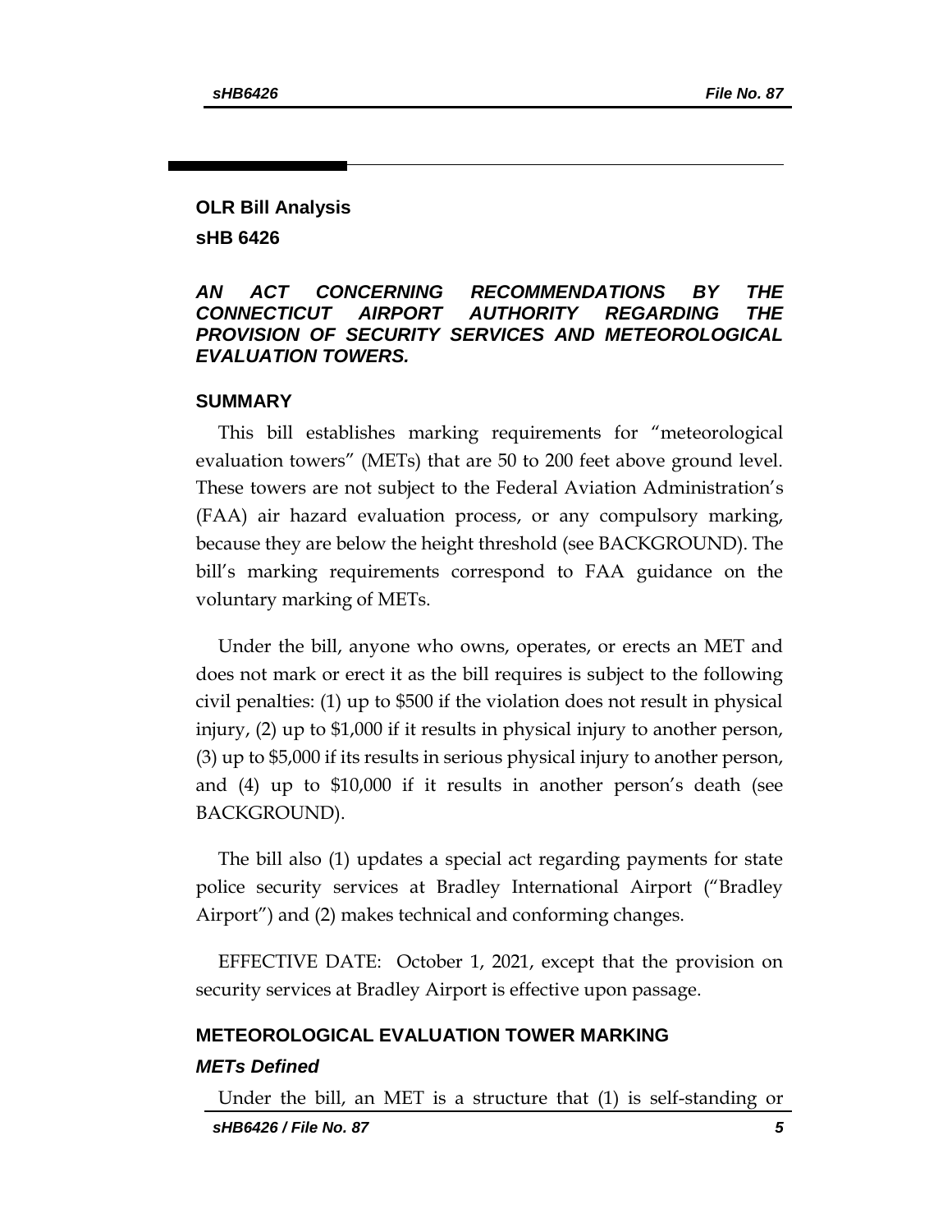## OLR Bill Analysis

## sHB 6426

### *AN ACT CONCERNING RECOMMENDATIONS BY THE CONNECTICUT AIRPORT AUTHORITY REGARDING THE PROVISION OF SECURITY SERVICES AND METEOROLOGICAL EVALUATION TOWERS.*

### SUMMARY

This bill establishes marking requirements for "meteorological evaluation towers" (METs) that are 50 to 200 feet above ground level. These towers are not subject to the Federal Aviation Administration's (FAA) air hazard evaluation process, or any compulsory marking, because they are below the height threshold (see BACKGROUND). The bill's marking requirements correspond to FAA guidance on the voluntary marking of METs.

Under the bill, anyone who owns, operates, or erects an MET and does not mark or erect it as the bill requires is subject to the following civil penalties: (1) up to $500 if the violation does not result in physical injury, (2) up to $1,000 if it results in physical injury to another person, (3) up to $5,000 if its results in serious physical injury to another person, and (4) up to $10,000 if it results in another person's death (see BACKGROUND).

The bill also (1) updates a special act regarding payments for state police security services at Bradley International Airport ("Bradley Airport") and (2) makes technical and conforming changes.

EFFECTIVE DATE: October 1, 2021, except that the provision on security services at Bradley Airport is effective upon passage.

### METEOROLOGICAL EVALUATION TOWER MARKING

#### *METs Defined*

Under the bill, an MET is a structure that (1) is self-standing or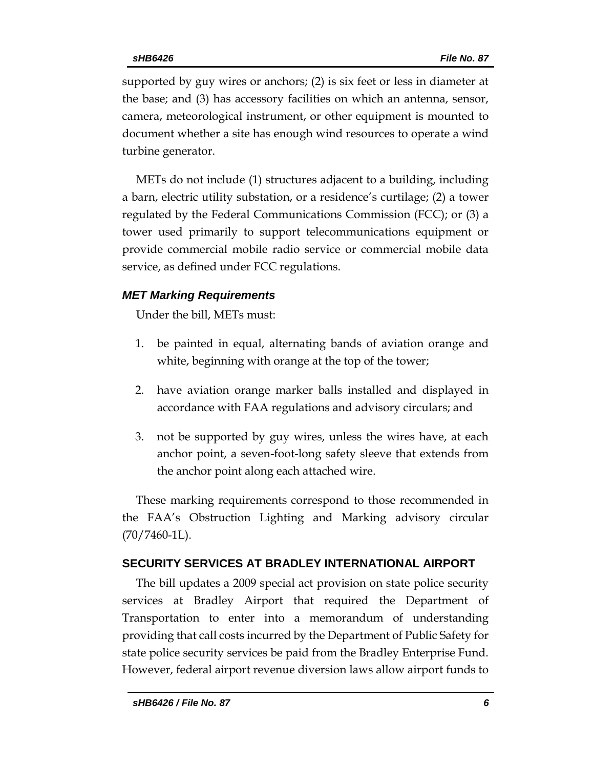supported by guy wires or anchors; (2) is six feet or less in diameter at the base; and (3) has accessory facilities on which an antenna, sensor, camera, meteorological instrument, or other equipment is mounted to document whether a site has enough wind resources to operate a wind turbine generator.

METs do not include (1) structures adjacent to a building, including a barn, electric utility substation, or a residence's curtilage; (2) a tower regulated by the Federal Communications Commission (FCC); or (3) a tower used primarily to support telecommunications equipment or provide commercial mobile radio service or commercial mobile data service, as defined under FCC regulations.

### *MET Marking Requirements*

Under the bill, METs must:

1. be painted in equal, alternating bands of aviation orange and white, beginning with orange at the top of the tower;
2. have aviation orange marker balls installed and displayed in accordance with FAA regulations and advisory circulars; and
3. not be supported by guy wires, unless the wires have, at each anchor point, a seven-foot-long safety sleeve that extends from the anchor point along each attached wire.

These marking requirements correspond to those recommended in the FAA's Obstruction Lighting and Marking advisory circular (70/7460-1L).

## SECURITY SERVICES AT BRADLEY INTERNATIONAL AIRPORT

The bill updates a 2009 special act provision on state police security services at Bradley Airport that required the Department of Transportation to enter into a memorandum of understanding providing that call costs incurred by the Department of Public Safety for state police security services be paid from the Bradley Enterprise Fund. However, federal airport revenue diversion laws allow airport funds to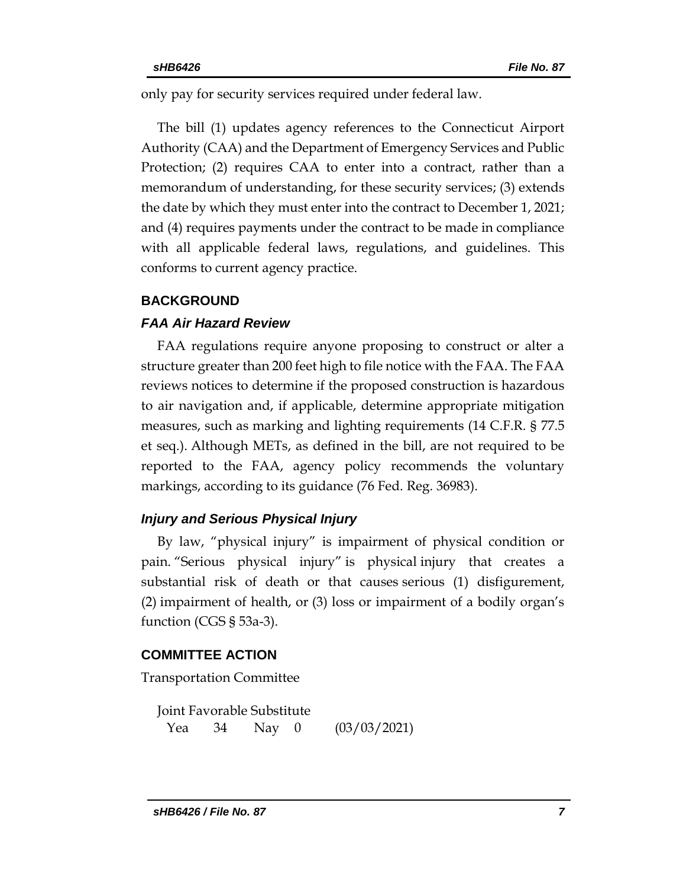only pay for security services required under federal law.

The bill (1) updates agency references to the Connecticut Airport Authority (CAA) and the Department of Emergency Services and Public Protection; (2) requires CAA to enter into a contract, rather than a memorandum of understanding, for these security services; (3) extends the date by which they must enter into the contract to December 1, 2021; and (4) requires payments under the contract to be made in compliance with all applicable federal laws, regulations, and guidelines. This conforms to current agency practice.

## BACKGROUND

### *FAA Air Hazard Review*

FAA regulations require anyone proposing to construct or alter a structure greater than 200 feet high to file notice with the FAA. The FAA reviews notices to determine if the proposed construction is hazardous to air navigation and, if applicable, determine appropriate mitigation measures, such as marking and lighting requirements (14 C.F.R. § 77.5 et seq.). Although METs, as defined in the bill, are not required to be reported to the FAA, agency policy recommends the voluntary markings, according to its guidance (76 Fed. Reg. 36983).

### *Injury and Serious Physical Injury*

By law, "physical injury" is impairment of physical condition or pain. "Serious physical injury" is physical injury that creates a substantial risk of death or that causes serious (1) disfigurement, (2) impairment of health, or (3) loss or impairment of a bodily organ's function (CGS § 53a-3).

## COMMITTEE ACTION

Transportation Committee

| | | | | |
|---|---|---|---|---|
| Joint Favorable Substitute | | | | |
| Yea | 34 | Nay | 0 | (03/03/2021) |